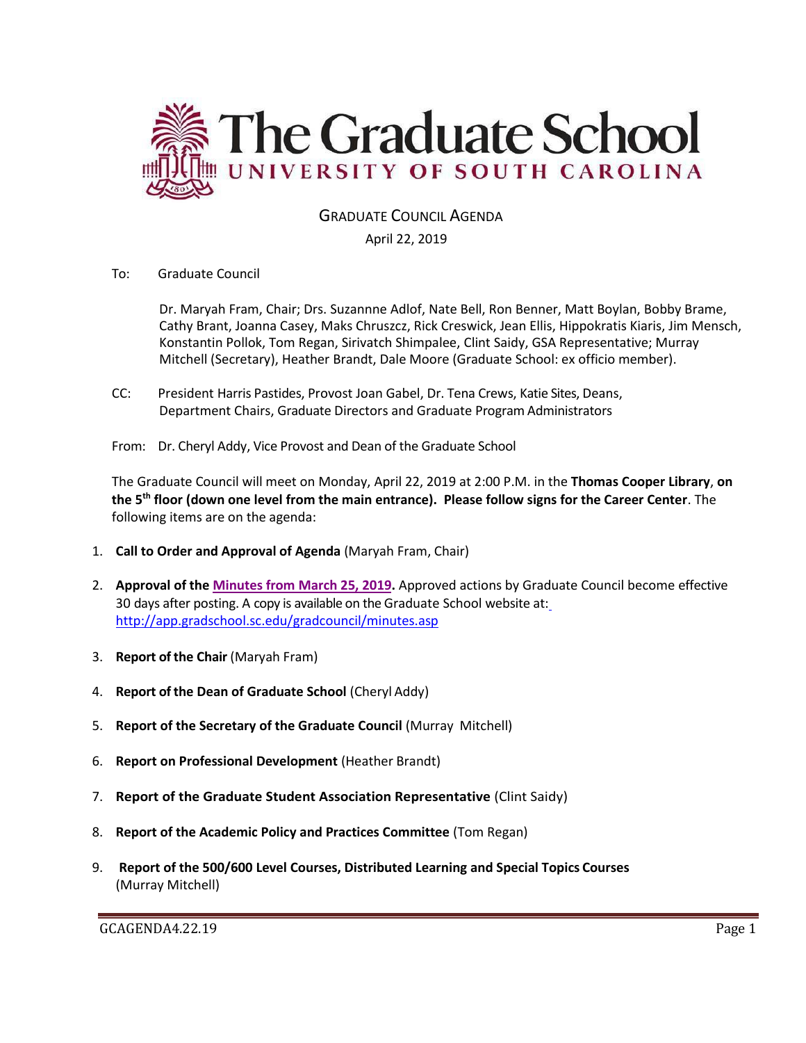# The Graduate School
## UNIVERSITY OF SOUTH CAROLINA

GRADUATE COUNCIL AGENDA

April 22, 2019

To: Graduate Council

Dr. Maryah Fram, Chair; Drs. Suzannne Adlof, Nate Bell, Ron Benner, Matt Boylan, Bobby Brame, Cathy Brant, Joanna Casey, Maks Chruszcz, Rick Creswick, Jean Ellis, Hippokratis Kiaris, Jim Mensch, Konstantin Pollok, Tom Regan, Sirivatch Shimpalee, Clint Saidy, GSA Representative; Murray Mitchell (Secretary), Heather Brandt, Dale Moore (Graduate School: ex officio member).

CC: President Harris Pastides, Provost Joan Gabel, Dr. Tena Crews, Katie Sites, Deans, Department Chairs, Graduate Directors and Graduate Program Administrators

From: Dr. Cheryl Addy, Vice Provost and Dean of the Graduate School

The Graduate Council will meet on Monday, April 22, 2019 at 2:00 P.M. in the **Thomas Cooper Library**, **on the 5th floor (down one level from the main entrance). Please follow signs for the Career Center**. The following items are on the agenda:

1. **Call to Order and Approval of Agenda** (Maryah Fram, Chair)
2. **Approval of the Minutes from March 25, 2019.** Approved actions by Graduate Council become effective 30 days after posting. A copy is available on the Graduate School website at: http://app.gradschool.sc.edu/gradcouncil/minutes.asp
3. **Report of the Chair** (Maryah Fram)
4. **Report of the Dean of Graduate School** (Cheryl Addy)
5. **Report of the Secretary of the Graduate Council** (Murray Mitchell)
6. **Report on Professional Development** (Heather Brandt)
7. **Report of the Graduate Student Association Representative** (Clint Saidy)
8. **Report of the Academic Policy and Practices Committee** (Tom Regan)
9. **Report of the 500/600 Level Courses, Distributed Learning and Special Topics Courses** (Murray Mitchell)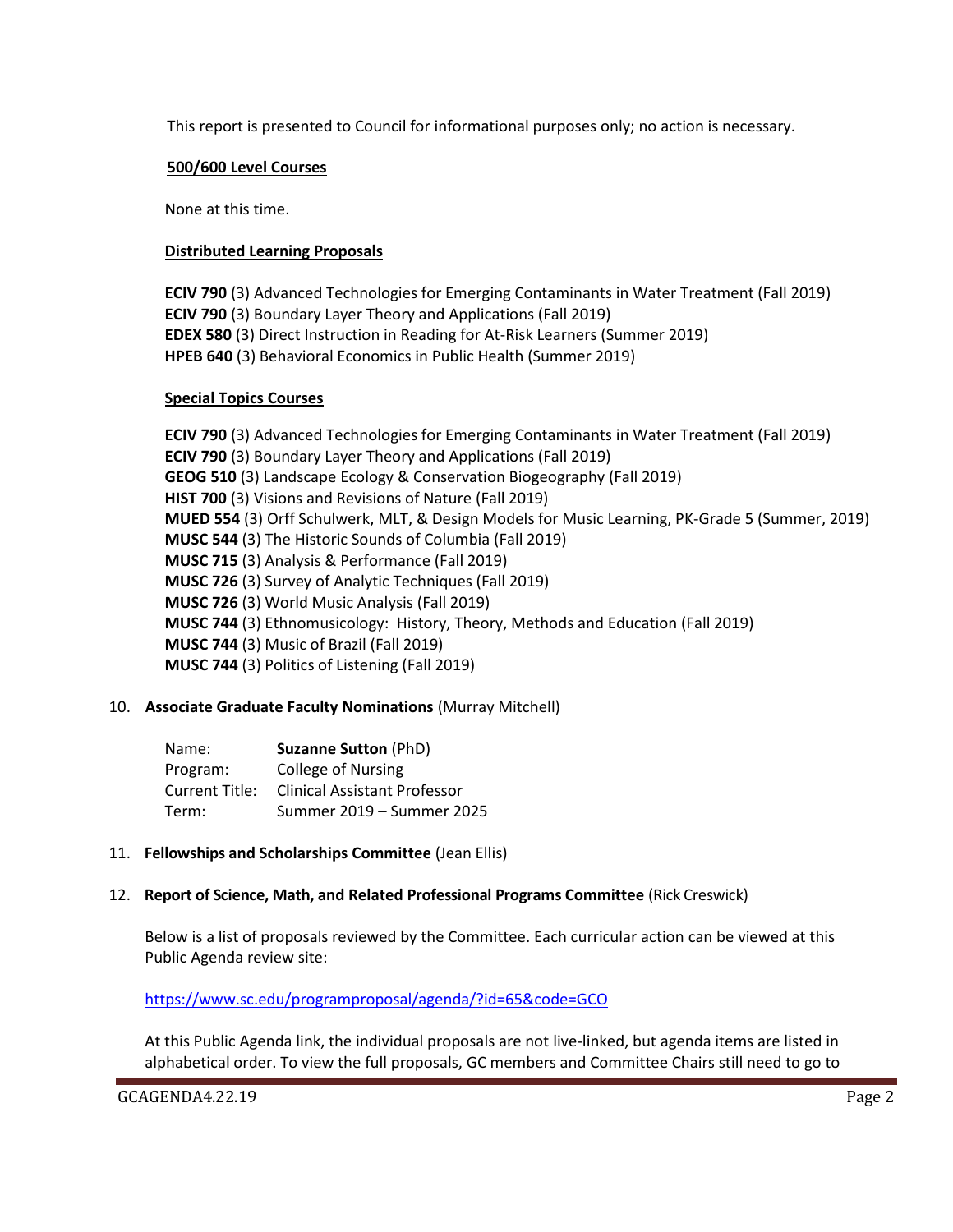This report is presented to Council for informational purposes only; no action is necessary.

**500/600 Level Courses**

None at this time.

**Distributed Learning Proposals**

**ECIV 790** (3) Advanced Technologies for Emerging Contaminants in Water Treatment (Fall 2019)
**ECIV 790** (3) Boundary Layer Theory and Applications (Fall 2019)
**EDEX 580** (3) Direct Instruction in Reading for At-Risk Learners (Summer 2019)
**HPEB 640** (3) Behavioral Economics in Public Health (Summer 2019)

**Special Topics Courses**

**ECIV 790** (3) Advanced Technologies for Emerging Contaminants in Water Treatment (Fall 2019)
**ECIV 790** (3) Boundary Layer Theory and Applications (Fall 2019)
**GEOG 510** (3) Landscape Ecology & Conservation Biogeography (Fall 2019)
**HIST 700** (3) Visions and Revisions of Nature (Fall 2019)
**MUED 554** (3) Orff Schulwerk, MLT, & Design Models for Music Learning, PK-Grade 5 (Summer, 2019)
**MUSC 544** (3) The Historic Sounds of Columbia (Fall 2019)
**MUSC 715** (3) Analysis & Performance (Fall 2019)
**MUSC 726** (3) Survey of Analytic Techniques (Fall 2019)
**MUSC 726** (3) World Music Analysis (Fall 2019)
**MUSC 744** (3) Ethnomusicology: History, Theory, Methods and Education (Fall 2019)
**MUSC 744** (3) Music of Brazil (Fall 2019)
**MUSC 744** (3) Politics of Listening (Fall 2019)

10. **Associate Graduate Faculty Nominations** (Murray Mitchell)

| | |
|---|---|
| Name: | **Suzanne Sutton** (PhD) |
| Program: | College of Nursing |
| Current Title: | Clinical Assistant Professor |
| Term: | Summer 2019 – Summer 2025 |

11. **Fellowships and Scholarships Committee** (Jean Ellis)

12. **Report of Science, Math, and Related Professional Programs Committee** (Rick Creswick)

Below is a list of proposals reviewed by the Committee. Each curricular action can be viewed at this Public Agenda review site:

https://www.sc.edu/programproposal/agenda/?id=65&code=GCO

At this Public Agenda link, the individual proposals are not live-linked, but agenda items are listed in alphabetical order. To view the full proposals, GC members and Committee Chairs still need to go to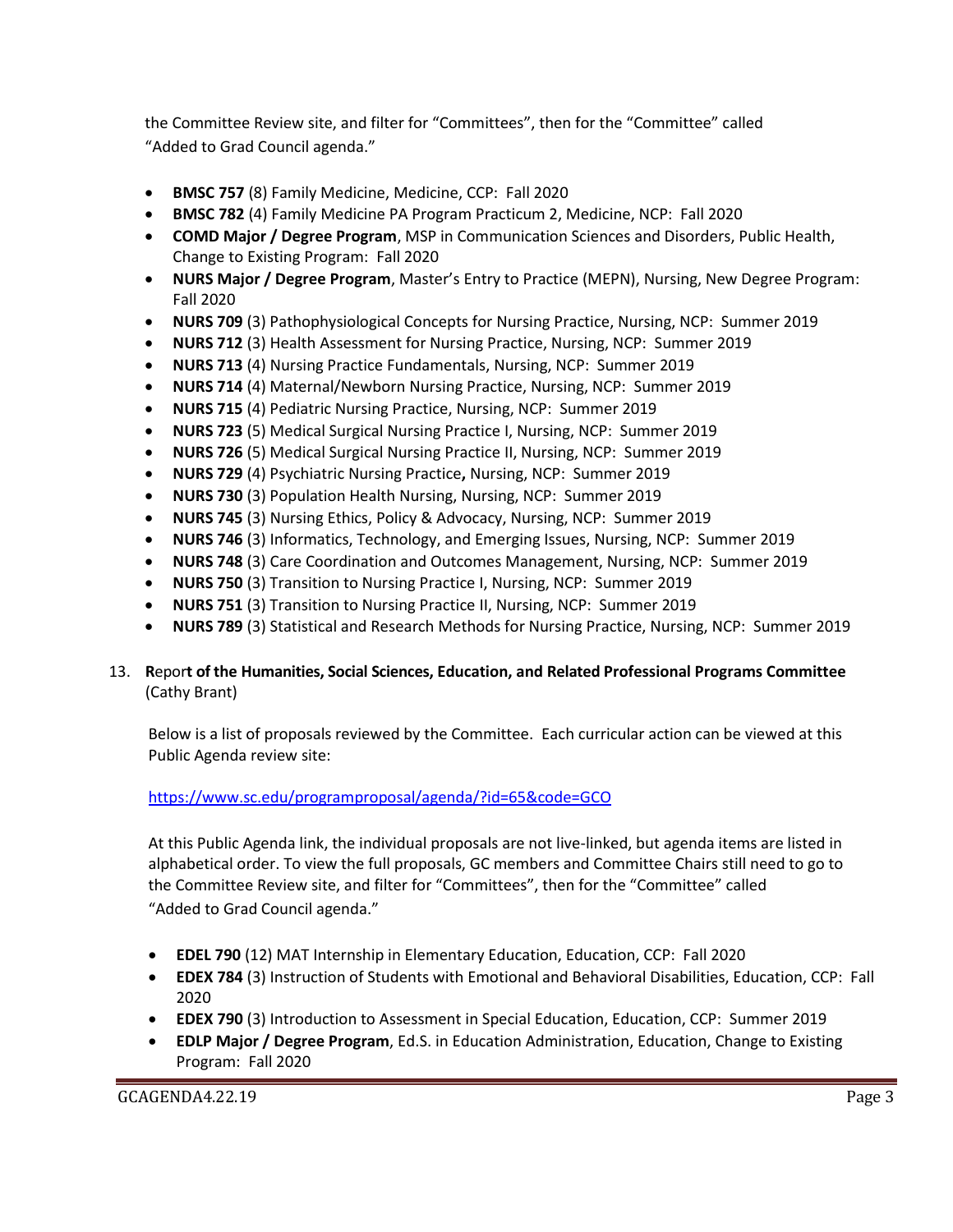the Committee Review site, and filter for “Committees”, then for the “Committee” called “Added to Grad Council agenda.”

- **BMSC 757** (8) Family Medicine, Medicine, CCP: Fall 2020
- **BMSC 782** (4) Family Medicine PA Program Practicum 2, Medicine, NCP: Fall 2020
- **COMD Major / Degree Program**, MSP in Communication Sciences and Disorders, Public Health, Change to Existing Program: Fall 2020
- **NURS Major / Degree Program**, Master’s Entry to Practice (MEPN), Nursing, New Degree Program: Fall 2020
- **NURS 709** (3) Pathophysiological Concepts for Nursing Practice, Nursing, NCP: Summer 2019
- **NURS 712** (3) Health Assessment for Nursing Practice, Nursing, NCP: Summer 2019
- **NURS 713** (4) Nursing Practice Fundamentals, Nursing, NCP: Summer 2019
- **NURS 714** (4) Maternal/Newborn Nursing Practice, Nursing, NCP: Summer 2019
- **NURS 715** (4) Pediatric Nursing Practice, Nursing, NCP: Summer 2019
- **NURS 723** (5) Medical Surgical Nursing Practice I, Nursing, NCP: Summer 2019
- **NURS 726** (5) Medical Surgical Nursing Practice II, Nursing, NCP: Summer 2019
- **NURS 729** (4) Psychiatric Nursing Practice**,** Nursing, NCP: Summer 2019
- **NURS 730** (3) Population Health Nursing, Nursing, NCP: Summer 2019
- **NURS 745** (3) Nursing Ethics, Policy & Advocacy, Nursing, NCP: Summer 2019
- **NURS 746** (3) Informatics, Technology, and Emerging Issues, Nursing, NCP: Summer 2019
- **NURS 748** (3) Care Coordination and Outcomes Management, Nursing, NCP: Summer 2019
- **NURS 750** (3) Transition to Nursing Practice I, Nursing, NCP: Summer 2019
- **NURS 751** (3) Transition to Nursing Practice II, Nursing, NCP: Summer 2019
- **NURS 789** (3) Statistical and Research Methods for Nursing Practice, Nursing, NCP: Summer 2019

13. **R**epor**t of the Humanities, Social Sciences, Education, and Related Professional Programs Committee** (Cathy Brant)

    Below is a list of proposals reviewed by the Committee. Each curricular action can be viewed at this Public Agenda review site:

    https://www.sc.edu/programproposal/agenda/?id=65&code=GCO

    At this Public Agenda link, the individual proposals are not live-linked, but agenda items are listed in alphabetical order. To view the full proposals, GC members and Committee Chairs still need to go to the Committee Review site, and filter for “Committees”, then for the “Committee” called “Added to Grad Council agenda.”

    - **EDEL 790** (12) MAT Internship in Elementary Education, Education, CCP: Fall 2020
    - **EDEX 784** (3) Instruction of Students with Emotional and Behavioral Disabilities, Education, CCP: Fall 2020
    - **EDEX 790** (3) Introduction to Assessment in Special Education, Education, CCP: Summer 2019
    - **EDLP Major / Degree Program**, Ed.S. in Education Administration, Education, Change to Existing Program: Fall 2020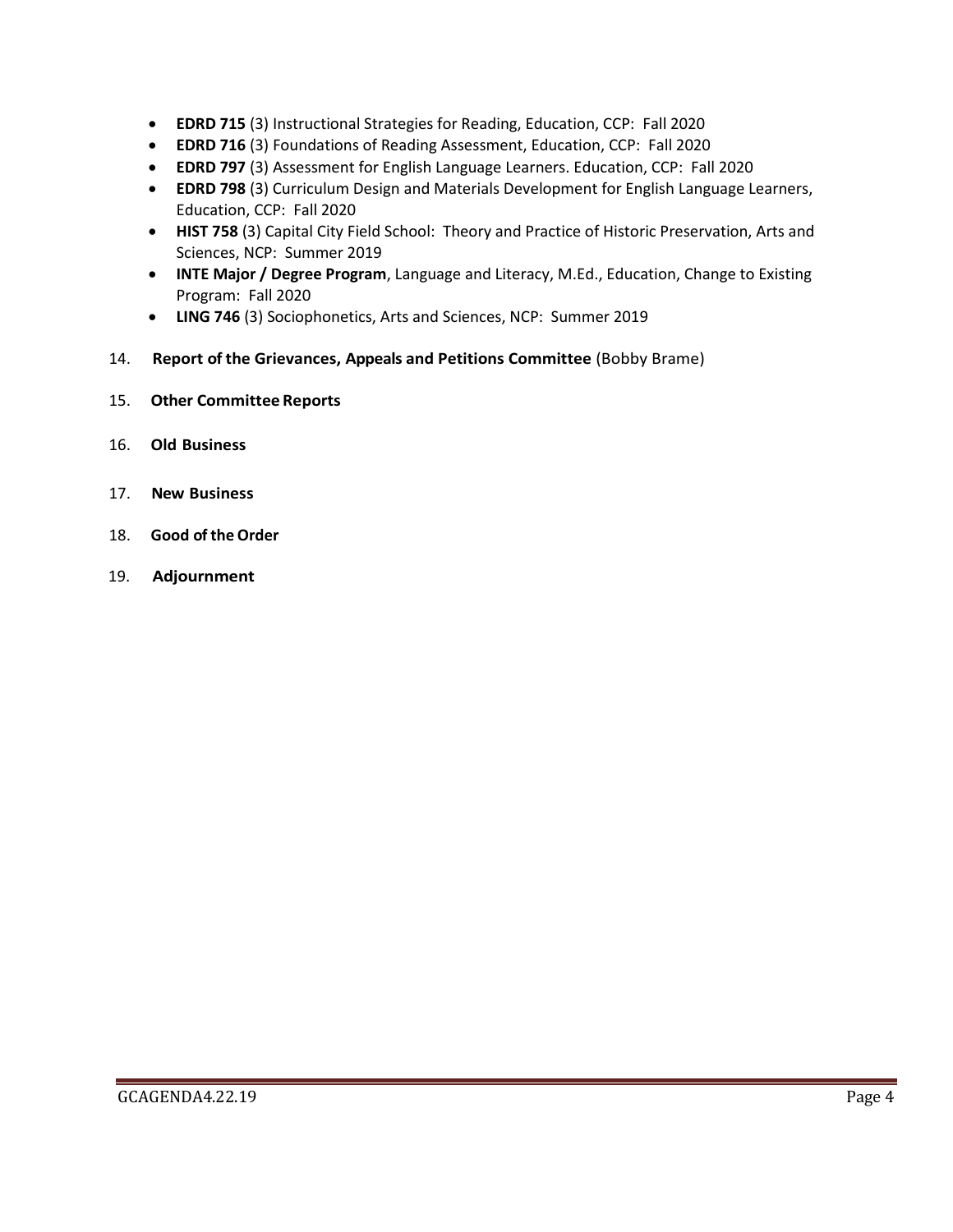- **EDRD 715** (3) Instructional Strategies for Reading, Education, CCP: Fall 2020
- **EDRD 716** (3) Foundations of Reading Assessment, Education, CCP: Fall 2020
- **EDRD 797** (3) Assessment for English Language Learners. Education, CCP: Fall 2020
- **EDRD 798** (3) Curriculum Design and Materials Development for English Language Learners, Education, CCP: Fall 2020
- **HIST 758** (3) Capital City Field School: Theory and Practice of Historic Preservation, Arts and Sciences, NCP: Summer 2019
- **INTE Major / Degree Program**, Language and Literacy, M.Ed., Education, Change to Existing Program: Fall 2020
- **LING 746** (3) Sociophonetics, Arts and Sciences, NCP: Summer 2019

14. **Report of the Grievances, Appeals and Petitions Committee** (Bobby Brame)

15. **Other Committee Reports**

16. **Old Business**

17. **New Business**

18. **Good of the Order**

19. **Adjournment**